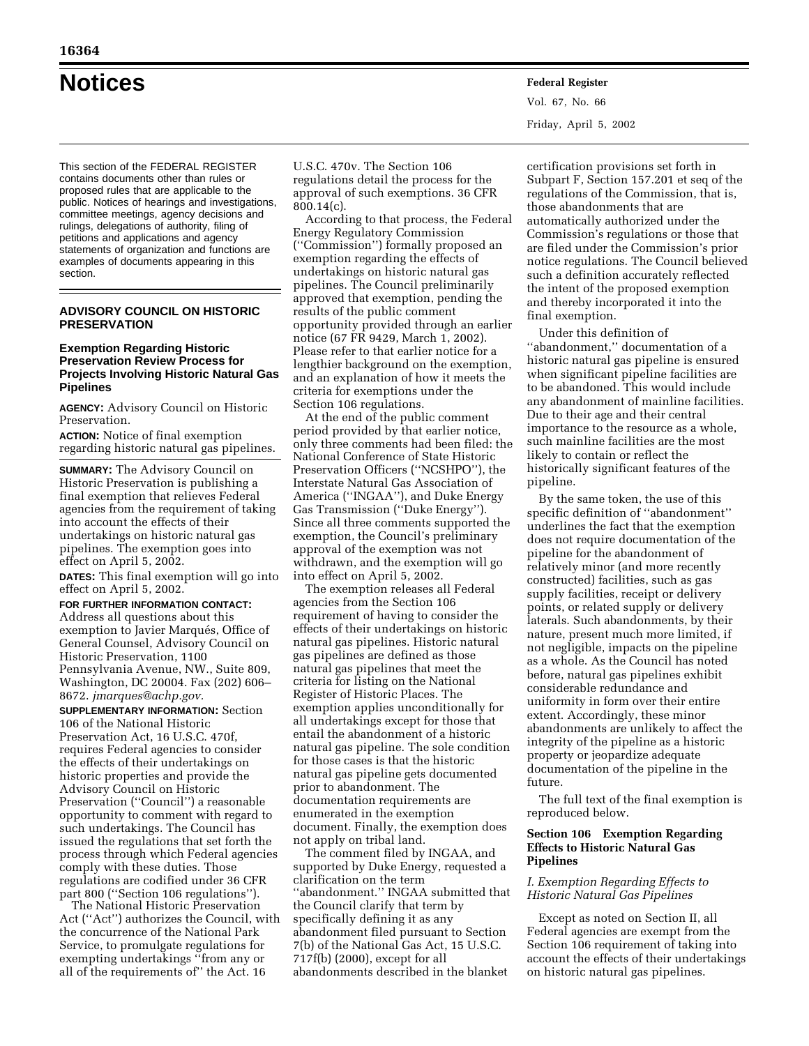# Notices

This section of the FEDERAL REGISTER contains documents other than rules or proposed rules that are applicable to the public. Notices of hearings and investigations, committee meetings, agency decisions and rulings, delegations of authority, filing of petitions and applications and agency statements of organization and functions are examples of documents appearing in this section.

## ADVISORY COUNCIL ON HISTORIC PRESERVATION

### Exemption Regarding Historic Preservation Review Process for Projects Involving Historic Natural Gas Pipelines

**AGENCY:** Advisory Council on Historic Preservation.

**ACTION:** Notice of final exemption regarding historic natural gas pipelines.

**SUMMARY:** The Advisory Council on Historic Preservation is publishing a final exemption that relieves Federal agencies from the requirement of taking into account the effects of their undertakings on historic natural gas pipelines. The exemption goes into effect on April 5, 2002.

**DATES:** This final exemption will go into effect on April 5, 2002.

**FOR FURTHER INFORMATION CONTACT:** Address all questions about this exemption to Javier Marqués, Office of General Counsel, Advisory Council on Historic Preservation, 1100 Pennsylvania Avenue, NW., Suite 809, Washington, DC 20004. Fax (202) 606–8672. *jmarques@achp.gov.*

**SUPPLEMENTARY INFORMATION:** Section 106 of the National Historic Preservation Act, 16 U.S.C. 470f, requires Federal agencies to consider the effects of their undertakings on historic properties and provide the Advisory Council on Historic Preservation (''Council'') a reasonable opportunity to comment with regard to such undertakings. The Council has issued the regulations that set forth the process through which Federal agencies comply with these duties. Those regulations are codified under 36 CFR part 800 (''Section 106 regulations'').

The National Historic Preservation Act (''Act'') authorizes the Council, with the concurrence of the National Park Service, to promulgate regulations for exempting undertakings ''from any or all of the requirements of'' the Act. 16 U.S.C. 470v. The Section 106 regulations detail the process for the approval of such exemptions. 36 CFR 800.14(c).

According to that process, the Federal Energy Regulatory Commission (''Commission'') formally proposed an exemption regarding the effects of undertakings on historic natural gas pipelines. The Council preliminarily approved that exemption, pending the results of the public comment opportunity provided through an earlier notice (67 FR 9429, March 1, 2002). Please refer to that earlier notice for a lengthier background on the exemption, and an explanation of how it meets the criteria for exemptions under the Section 106 regulations.

At the end of the public comment period provided by that earlier notice, only three comments had been filed: the National Conference of State Historic Preservation Officers (''NCSHPO''), the Interstate Natural Gas Association of America (''INGAA''), and Duke Energy Gas Transmission (''Duke Energy''). Since all three comments supported the exemption, the Council's preliminary approval of the exemption was not withdrawn, and the exemption will go into effect on April 5, 2002.

The exemption releases all Federal agencies from the Section 106 requirement of having to consider the effects of their undertakings on historic natural gas pipelines. Historic natural gas pipelines are defined as those natural gas pipelines that meet the criteria for listing on the National Register of Historic Places. The exemption applies unconditionally for all undertakings except for those that entail the abandonment of a historic natural gas pipeline. The sole condition for those cases is that the historic natural gas pipeline gets documented prior to abandonment. The documentation requirements are enumerated in the exemption document. Finally, the exemption does not apply on tribal land.

The comment filed by INGAA, and supported by Duke Energy, requested a clarification on the term ''abandonment.'' INGAA submitted that the Council clarify that term by specifically defining it as any abandonment filed pursuant to Section 7(b) of the National Gas Act, 15 U.S.C. 717f(b) (2000), except for all abandonments described in the blanket certification provisions set forth in Subpart F, Section 157.201 et seq of the regulations of the Commission, that is, those abandonments that are automatically authorized under the Commission's regulations or those that are filed under the Commission's prior notice regulations. The Council believed such a definition accurately reflected the intent of the proposed exemption and thereby incorporated it into the final exemption.

Under this definition of ''abandonment,'' documentation of a historic natural gas pipeline is ensured when significant pipeline facilities are to be abandoned. This would include any abandonment of mainline facilities. Due to their age and their central importance to the resource as a whole, such mainline facilities are the most likely to contain or reflect the historically significant features of the pipeline.

By the same token, the use of this specific definition of ''abandonment'' underlines the fact that the exemption does not require documentation of the pipeline for the abandonment of relatively minor (and more recently constructed) facilities, such as gas supply facilities, receipt or delivery points, or related supply or delivery laterals. Such abandonments, by their nature, present much more limited, if not negligible, impacts on the pipeline as a whole. As the Council has noted before, natural gas pipelines exhibit considerable redundance and uniformity in form over their entire extent. Accordingly, these minor abandonments are unlikely to affect the integrity of the pipeline as a historic property or jeopardize adequate documentation of the pipeline in the future.

The full text of the final exemption is reproduced below.

### Section 106 Exemption Regarding Effects to Historic Natural Gas Pipelines

#### *I. Exemption Regarding Effects to Historic Natural Gas Pipelines*

Except as noted on Section II, all Federal agencies are exempt from the Section 106 requirement of taking into account the effects of their undertakings on historic natural gas pipelines.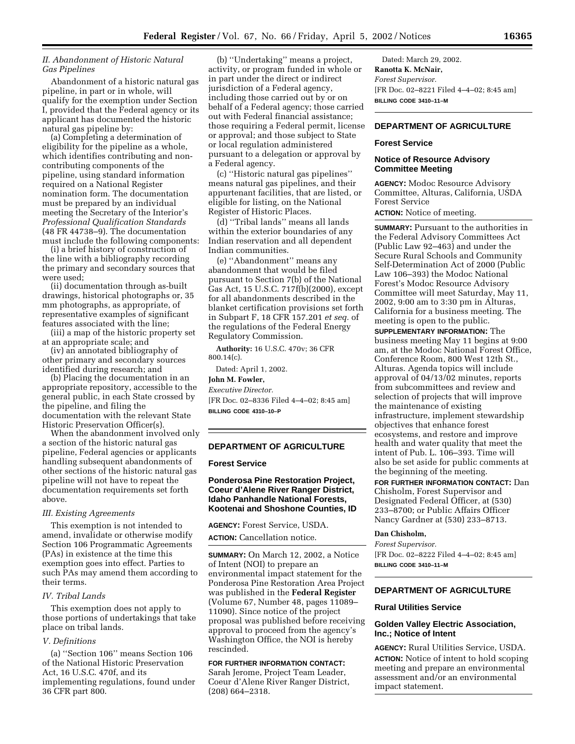### II. Abandonment of Historic Natural Gas Pipelines

Abandonment of a historic natural gas pipeline, in part or in whole, will qualify for the exemption under Section I, provided that the Federal agency or its applicant has documented the historic natural gas pipeline by:

(a) Completing a determination of eligibility for the pipeline as a whole, which identifies contributing and non-contributing components of the pipeline, using standard information required on a National Register nomination form. The documentation must be prepared by an individual meeting the Secretary of the Interior's *Professional Qualification Standards* (48 FR 44738–9). The documentation must include the following components:

(i) a brief history of construction of the line with a bibliography recording the primary and secondary sources that were used;

(ii) documentation through as-built drawings, historical photographs or, 35 mm photographs, as appropriate, of representative examples of significant features associated with the line;

(iii) a map of the historic property set at an appropriate scale; and

(iv) an annotated bibliography of other primary and secondary sources identified during research; and

(b) Placing the documentation in an appropriate repository, accessible to the general public, in each State crossed by the pipeline, and filing the documentation with the relevant State Historic Preservation Officer(s).

When the abandonment involved only a section of the historic natural gas pipeline, Federal agencies or applicants handling subsequent abandonments of other sections of the historic natural gas pipeline will not have to repeat the documentation requirements set forth above.

### III. Existing Agreements

This exemption is not intended to amend, invalidate or otherwise modify Section 106 Programmatic Agreements (PAs) in existence at the time this exemption goes into effect. Parties to such PAs may amend them according to their terms.

### IV. Tribal Lands

This exemption does not apply to those portions of undertakings that take place on tribal lands.

### V. Definitions

(a) ''Section 106'' means Section 106 of the National Historic Preservation Act, 16 U.S.C. 470f, and its implementing regulations, found under 36 CFR part 800.

(b) ''Undertaking'' means a project, activity, or program funded in whole or in part under the direct or indirect jurisdiction of a Federal agency, including those carried out by or on behalf of a Federal agency; those carried out with Federal financial assistance; those requiring a Federal permit, license or approval; and those subject to State or local regulation administered pursuant to a delegation or approval by a Federal agency.

(c) ''Historic natural gas pipelines'' means natural gas pipelines, and their appurtenant facilities, that are listed, or eligible for listing, on the National Register of Historic Places.

(d) ''Tribal lands'' means all lands within the exterior boundaries of any Indian reservation and all dependent Indian communities.

(e) ''Abandonment'' means any abandonment that would be filed pursuant to Section 7(b) of the National Gas Act, 15 U.S.C. 717f(b)(2000), except for all abandonments described in the blanket certification provisions set forth in Subpart F, 18 CFR 157.201 *et seq.* of the regulations of the Federal Energy Regulatory Commission.

**Authority:** 16 U.S.C. 470v; 36 CFR 800.14(c).

Dated: April 1, 2002.

**John M. Fowler,**

*Executive Director.*

[FR Doc. 02–8336 Filed 4–4–02; 8:45 am]

**BILLING CODE 4310–10–P**

## DEPARTMENT OF AGRICULTURE

### Forest Service

### Ponderosa Pine Restoration Project, Coeur d'Alene River Ranger District, Idaho Panhandle National Forests, Kootenai and Shoshone Counties, ID

**AGENCY:** Forest Service, USDA.

**ACTION:** Cancellation notice.

**SUMMARY:** On March 12, 2002, a Notice of Intent (NOI) to prepare an environmental impact statement for the Ponderosa Pine Restoration Area Project was published in the **Federal Register** (Volume 67, Number 48, pages 11089–11090). Since notice of the project proposal was published before receiving approval to proceed from the agency's Washington Office, the NOI is hereby rescinded.

**FOR FURTHER INFORMATION CONTACT:** Sarah Jerome, Project Team Leader, Coeur d'Alene River Ranger District, (208) 664–2318.

Dated: March 29, 2002.

**Ranotta K. McNair,**

*Forest Supervisor.*

[FR Doc. 02–8221 Filed 4–4–02; 8:45 am]

**BILLING CODE 3410–11–M**

## DEPARTMENT OF AGRICULTURE

### Forest Service

### Notice of Resource Advisory Committee Meeting

**AGENCY:** Modoc Resource Advisory Committee, Alturas, California, USDA Forest Service

**ACTION:** Notice of meeting.

**SUMMARY:** Pursuant to the authorities in the Federal Advisory Committees Act (Public Law 92–463) and under the Secure Rural Schools and Community Self-Determination Act of 2000 (Public Law 106–393) the Modoc National Forest's Modoc Resource Advisory Committee will meet Saturday, May 11, 2002, 9:00 am to 3:30 pm in Alturas, California for a business meeting. The meeting is open to the public.

**SUPPLEMENTARY INFORMATION:** The business meeting May 11 begins at 9:00 am, at the Modoc National Forest Office, Conference Room, 800 West 12th St., Alturas. Agenda topics will include approval of 04/13/02 minutes, reports from subcommittees and review and selection of projects that will improve the maintenance of existing infrastructure, implement stewardship objectives that enhance forest ecosystems, and restore and improve health and water quality that meet the intent of Pub. L. 106–393. Time will also be set aside for public comments at the beginning of the meeting.

**FOR FURTHER INFORMATION CONTACT:** Dan Chisholm, Forest Supervisor and Designated Federal Officer, at (530) 233–8700; or Public Affairs Officer Nancy Gardner at (530) 233–8713.

**Dan Chisholm,**

*Forest Supervisor.*

[FR Doc. 02–8222 Filed 4–4–02; 8:45 am]

**BILLING CODE 3410–11–M**

## DEPARTMENT OF AGRICULTURE

### Rural Utilities Service

### Golden Valley Electric Association, Inc.; Notice of Intent

**AGENCY:** Rural Utilities Service, USDA.

**ACTION:** Notice of intent to hold scoping meeting and prepare an environmental assessment and/or an environmental impact statement.